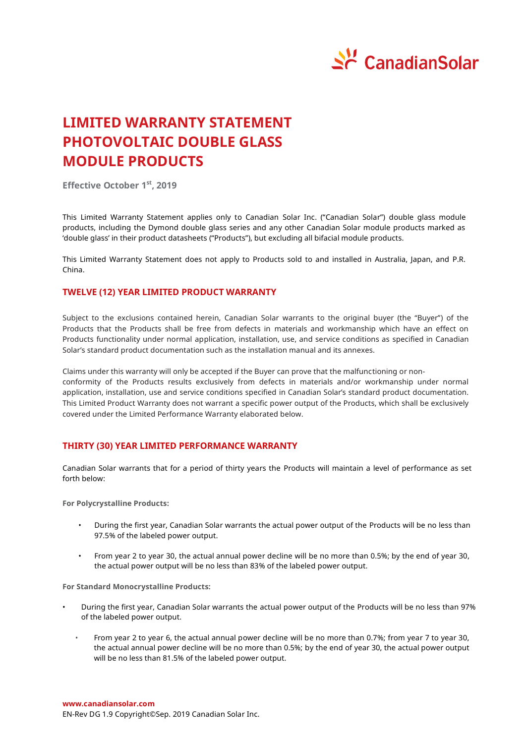# LIMITED WARRANTY STATEMENT PHOTOVOLTAIC DOUBLE GLASS MODULE PRODUCTS

**Effective October 1st, 2019**

This Limited Warranty Statement applies only to Canadian Solar Inc. ("Canadian Solar") double glass module products, including the Dymond double glass series and any other Canadian Solar module products marked as 'double glass' in their product datasheets ("Products"), but excluding all bifacial module products.

This Limited Warranty Statement does not apply to Products sold to and installed in Australia, Japan, and P.R. China.

## TWELVE (12) YEAR LIMITED PRODUCT WARRANTY

Subject to the exclusions contained herein, Canadian Solar warrants to the original buyer (the "Buyer") of the Products that the Products shall be free from defects in materials and workmanship which have an effect on Products functionality under normal application, installation, use, and service conditions as specified in Canadian Solar's standard product documentation such as the installation manual and its annexes.

Claims under this warranty will only be accepted if the Buyer can prove that the malfunctioning or non-conformity of the Products results exclusively from defects in materials and/or workmanship under normal application, installation, use and service conditions specified in Canadian Solar's standard product documentation. This Limited Product Warranty does not warrant a specific power output of the Products, which shall be exclusively covered under the Limited Performance Warranty elaborated below.

## THIRTY (30) YEAR LIMITED PERFORMANCE WARRANTY

Canadian Solar warrants that for a period of thirty years the Products will maintain a level of performance as set forth below:

**For Polycrystalline Products:**

- During the first year, Canadian Solar warrants the actual power output of the Products will be no less than 97.5% of the labeled power output.
- From year 2 to year 30, the actual annual power decline will be no more than 0.5%; by the end of year 30, the actual power output will be no less than 83% of the labeled power output.

**For Standard Monocrystalline Products:**

- During the first year, Canadian Solar warrants the actual power output of the Products will be no less than 97% of the labeled power output.
  - From year 2 to year 6, the actual annual power decline will be no more than 0.7%; from year 7 to year 30, the actual annual power decline will be no more than 0.5%; by the end of year 30, the actual power output will be no less than 81.5% of the labeled power output.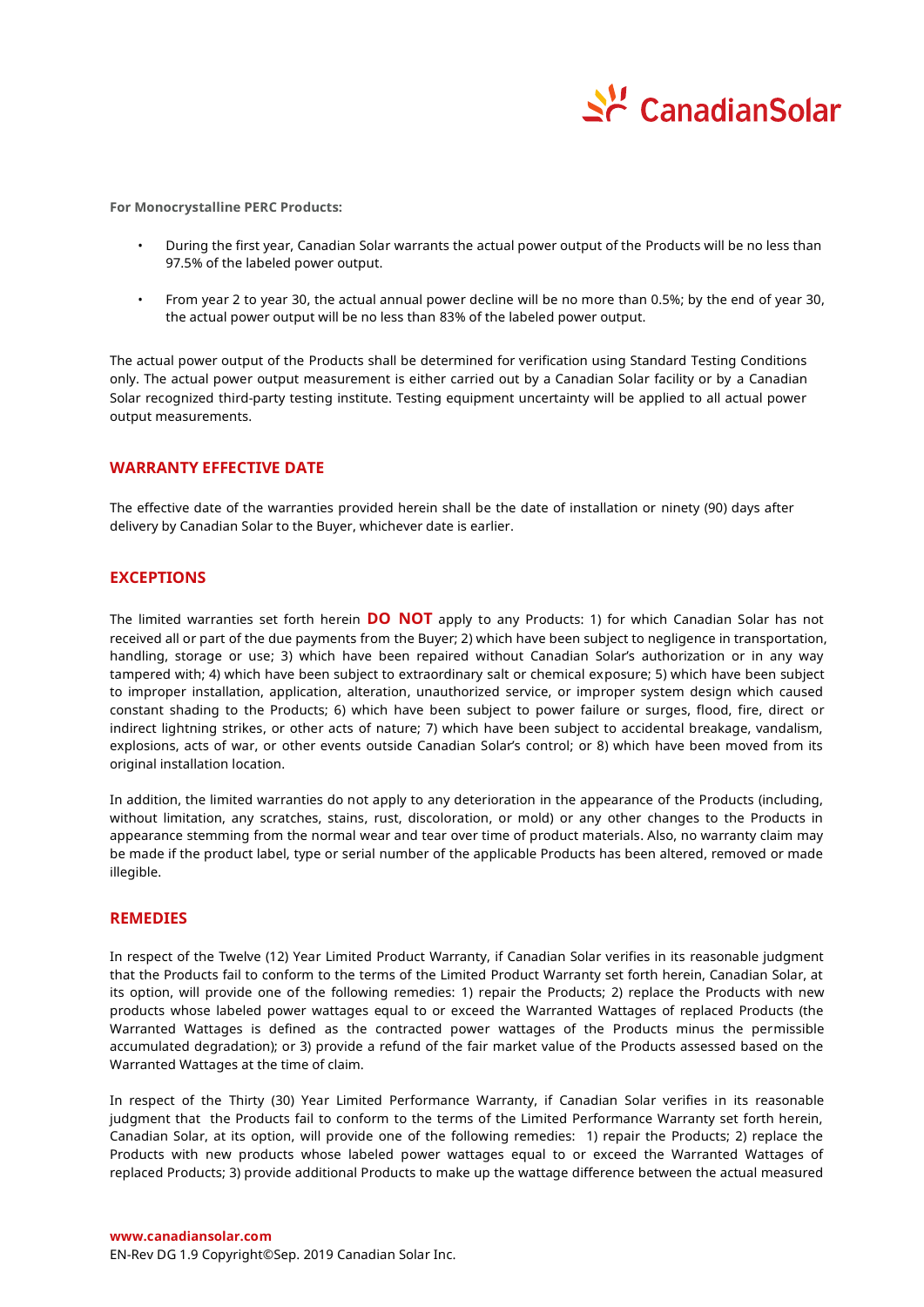**For Monocrystalline PERC Products:**

- During the first year, Canadian Solar warrants the actual power output of the Products will be no less than 97.5% of the labeled power output.
- From year 2 to year 30, the actual annual power decline will be no more than 0.5%; by the end of year 30, the actual power output will be no less than 83% of the labeled power output.

The actual power output of the Products shall be determined for verification using Standard Testing Conditions only. The actual power output measurement is either carried out by a Canadian Solar facility or by a Canadian Solar recognized third-party testing institute. Testing equipment uncertainty will be applied to all actual power output measurements.

## WARRANTY EFFECTIVE DATE

The effective date of the warranties provided herein shall be the date of installation or ninety (90) days after delivery by Canadian Solar to the Buyer, whichever date is earlier.

## EXCEPTIONS

The limited warranties set forth herein **DO NOT** apply to any Products: 1) for which Canadian Solar has not received all or part of the due payments from the Buyer; 2) which have been subject to negligence in transportation, handling, storage or use; 3) which have been repaired without Canadian Solar's authorization or in any way tampered with; 4) which have been subject to extraordinary salt or chemical exposure; 5) which have been subject to improper installation, application, alteration, unauthorized service, or improper system design which caused constant shading to the Products; 6) which have been subject to power failure or surges, flood, fire, direct or indirect lightning strikes, or other acts of nature; 7) which have been subject to accidental breakage, vandalism, explosions, acts of war, or other events outside Canadian Solar's control; or 8) which have been moved from its original installation location.

In addition, the limited warranties do not apply to any deterioration in the appearance of the Products (including, without limitation, any scratches, stains, rust, discoloration, or mold) or any other changes to the Products in appearance stemming from the normal wear and tear over time of product materials. Also, no warranty claim may be made if the product label, type or serial number of the applicable Products has been altered, removed or made illegible.

## REMEDIES

In respect of the Twelve (12) Year Limited Product Warranty, if Canadian Solar verifies in its reasonable judgment that the Products fail to conform to the terms of the Limited Product Warranty set forth herein, Canadian Solar, at its option, will provide one of the following remedies: 1) repair the Products; 2) replace the Products with new products whose labeled power wattages equal to or exceed the Warranted Wattages of replaced Products (the Warranted Wattages is defined as the contracted power wattages of the Products minus the permissible accumulated degradation); or 3) provide a refund of the fair market value of the Products assessed based on the Warranted Wattages at the time of claim.

In respect of the Thirty (30) Year Limited Performance Warranty, if Canadian Solar verifies in its reasonable judgment that the Products fail to conform to the terms of the Limited Performance Warranty set forth herein, Canadian Solar, at its option, will provide one of the following remedies: 1) repair the Products; 2) replace the Products with new products whose labeled power wattages equal to or exceed the Warranted Wattages of replaced Products; 3) provide additional Products to make up the wattage difference between the actual measured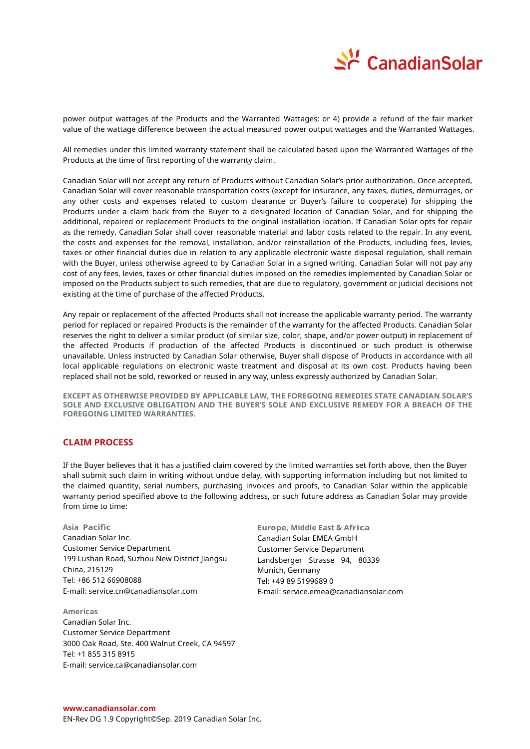power output wattages of the Products and the Warranted Wattages; or 4) provide a refund of the fair market value of the wattage difference between the actual measured power output wattages and the Warranted Wattages.

All remedies under this limited warranty statement shall be calculated based upon the Warranted Wattages of the Products at the time of first reporting of the warranty claim.

Canadian Solar will not accept any return of Products without Canadian Solar's prior authorization. Once accepted, Canadian Solar will cover reasonable transportation costs (except for insurance, any taxes, duties, demurrages, or any other costs and expenses related to custom clearance or Buyer's failure to cooperate) for shipping the Products under a claim back from the Buyer to a designated location of Canadian Solar, and for shipping the additional, repaired or replacement Products to the original installation location. If Canadian Solar opts for repair as the remedy, Canadian Solar shall cover reasonable material and labor costs related to the repair. In any event, the costs and expenses for the removal, installation, and/or reinstallation of the Products, including fees, levies, taxes or other financial duties due in relation to any applicable electronic waste disposal regulation, shall remain with the Buyer, unless otherwise agreed to by Canadian Solar in a signed writing. Canadian Solar will not pay any cost of any fees, levies, taxes or other financial duties imposed on the remedies implemented by Canadian Solar or imposed on the Products subject to such remedies, that are due to regulatory, government or judicial decisions not existing at the time of purchase of the affected Products.

Any repair or replacement of the affected Products shall not increase the applicable warranty period. The warranty period for replaced or repaired Products is the remainder of the warranty for the affected Products. Canadian Solar reserves the right to deliver a similar product (of similar size, color, shape, and/or power output) in replacement of the affected Products if production of the affected Products is discontinued or such product is otherwise unavailable. Unless instructed by Canadian Solar otherwise, Buyer shall dispose of Products in accordance with all local applicable regulations on electronic waste treatment and disposal at its own cost. Products having been replaced shall not be sold, reworked or reused in any way, unless expressly authorized by Canadian Solar.

**EXCEPT AS OTHERWISE PROVIDED BY APPLICABLE LAW, THE FOREGOING REMEDIES STATE CANADIAN SOLAR'S SOLE AND EXCLUSIVE OBLIGATION AND THE BUYER'S SOLE AND EXCLUSIVE REMEDY FOR A BREACH OF THE FOREGOING LIMITED WARRANTIES.**

## CLAIM PROCESS

If the Buyer believes that it has a justified claim covered by the limited warranties set forth above, then the Buyer shall submit such claim in writing without undue delay, with supporting information including but not limited to the claimed quantity, serial numbers, purchasing invoices and proofs, to Canadian Solar within the applicable warranty period specified above to the following address, or such future address as Canadian Solar may provide from time to time:

**Asia Pacific**
Canadian Solar Inc.
Customer Service Department
199 Lushan Road, Suzhou New District Jiangsu
China, 215129
Tel: +86 512 66908088
E-mail: service.cn@canadiansolar.com

**Europe, Middle East & Africa**
Canadian Solar EMEA GmbH
Customer Service Department
Landsberger Strasse 94, 80339
Munich, Germany
Tel: +49 89 5199689 0
E-mail: service.emea@canadiansolar.com

**Americas**
Canadian Solar Inc.
Customer Service Department
3000 Oak Road, Ste. 400 Walnut Creek, CA 94597
Tel: +1 855 315 8915
E-mail: service.ca@canadiansolar.com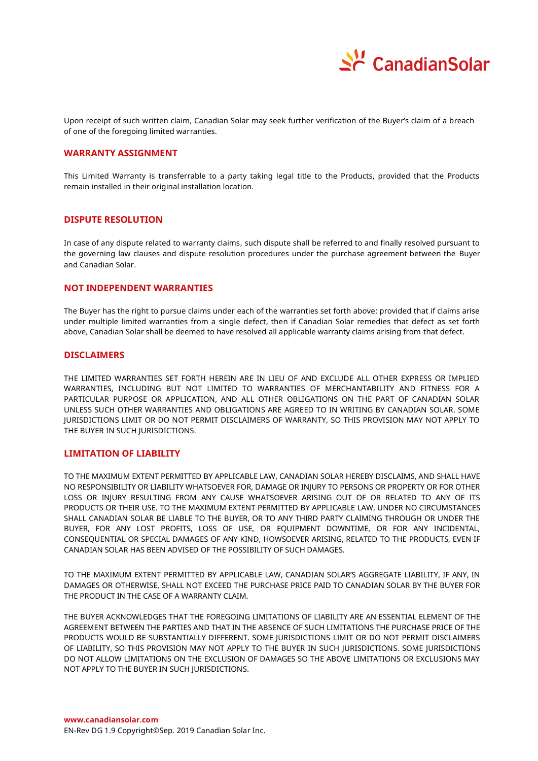Upon receipt of such written claim, Canadian Solar may seek further verification of the Buyer's claim of a breach of one of the foregoing limited warranties.

## WARRANTY ASSIGNMENT

This Limited Warranty is transferrable to a party taking legal title to the Products, provided that the Products remain installed in their original installation location.

## DISPUTE RESOLUTION

In case of any dispute related to warranty claims, such dispute shall be referred to and finally resolved pursuant to the governing law clauses and dispute resolution procedures under the purchase agreement between the Buyer and Canadian Solar.

## NOT INDEPENDENT WARRANTIES

The Buyer has the right to pursue claims under each of the warranties set forth above; provided that if claims arise under multiple limited warranties from a single defect, then if Canadian Solar remedies that defect as set forth above, Canadian Solar shall be deemed to have resolved all applicable warranty claims arising from that defect.

## DISCLAIMERS

THE LIMITED WARRANTIES SET FORTH HEREIN ARE IN LIEU OF AND EXCLUDE ALL OTHER EXPRESS OR IMPLIED WARRANTIES, INCLUDING BUT NOT LIMITED TO WARRANTIES OF MERCHANTABILITY AND FITNESS FOR A PARTICULAR PURPOSE OR APPLICATION, AND ALL OTHER OBLIGATIONS ON THE PART OF CANADIAN SOLAR UNLESS SUCH OTHER WARRANTIES AND OBLIGATIONS ARE AGREED TO IN WRITING BY CANADIAN SOLAR. SOME JURISDICTIONS LIMIT OR DO NOT PERMIT DISCLAIMERS OF WARRANTY, SO THIS PROVISION MAY NOT APPLY TO THE BUYER IN SUCH JURISDICTIONS.

## LIMITATION OF LIABILITY

TO THE MAXIMUM EXTENT PERMITTED BY APPLICABLE LAW, CANADIAN SOLAR HEREBY DISCLAIMS, AND SHALL HAVE NO RESPONSIBILITY OR LIABILITY WHATSOEVER FOR, DAMAGE OR INJURY TO PERSONS OR PROPERTY OR FOR OTHER LOSS OR INJURY RESULTING FROM ANY CAUSE WHATSOEVER ARISING OUT OF OR RELATED TO ANY OF ITS PRODUCTS OR THEIR USE. TO THE MAXIMUM EXTENT PERMITTED BY APPLICABLE LAW, UNDER NO CIRCUMSTANCES SHALL CANADIAN SOLAR BE LIABLE TO THE BUYER, OR TO ANY THIRD PARTY CLAIMING THROUGH OR UNDER THE BUYER, FOR ANY LOST PROFITS, LOSS OF USE, OR EQUIPMENT DOWNTIME, OR FOR ANY INCIDENTAL, CONSEQUENTIAL OR SPECIAL DAMAGES OF ANY KIND, HOWSOEVER ARISING, RELATED TO THE PRODUCTS, EVEN IF CANADIAN SOLAR HAS BEEN ADVISED OF THE POSSIBILITY OF SUCH DAMAGES.

TO THE MAXIMUM EXTENT PERMITTED BY APPLICABLE LAW, CANADIAN SOLAR'S AGGREGATE LIABILITY, IF ANY, IN DAMAGES OR OTHERWISE, SHALL NOT EXCEED THE PURCHASE PRICE PAID TO CANADIAN SOLAR BY THE BUYER FOR THE PRODUCT IN THE CASE OF A WARRANTY CLAIM.

THE BUYER ACKNOWLEDGES THAT THE FOREGOING LIMITATIONS OF LIABILITY ARE AN ESSENTIAL ELEMENT OF THE AGREEMENT BETWEEN THE PARTIES AND THAT IN THE ABSENCE OF SUCH LIMITATIONS THE PURCHASE PRICE OF THE PRODUCTS WOULD BE SUBSTANTIALLY DIFFERENT. SOME JURISDICTIONS LIMIT OR DO NOT PERMIT DISCLAIMERS OF LIABILITY, SO THIS PROVISION MAY NOT APPLY TO THE BUYER IN SUCH JURISDICTIONS. SOME JURISDICTIONS DO NOT ALLOW LIMITATIONS ON THE EXCLUSION OF DAMAGES SO THE ABOVE LIMITATIONS OR EXCLUSIONS MAY NOT APPLY TO THE BUYER IN SUCH JURISDICTIONS.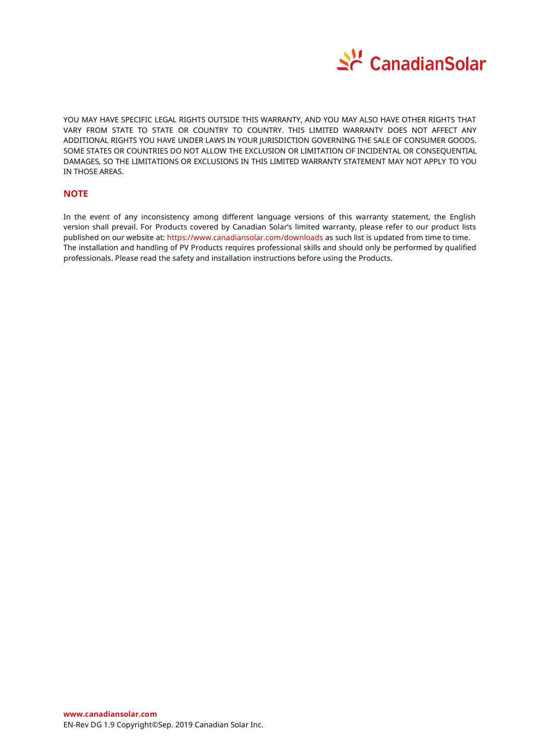YOU MAY HAVE SPECIFIC LEGAL RIGHTS OUTSIDE THIS WARRANTY, AND YOU MAY ALSO HAVE OTHER RIGHTS THAT VARY FROM STATE TO STATE OR COUNTRY TO COUNTRY. THIS LIMITED WARRANTY DOES NOT AFFECT ANY ADDITIONAL RIGHTS YOU HAVE UNDER LAWS IN YOUR JURISDICTION GOVERNING THE SALE OF CONSUMER GOODS. SOME STATES OR COUNTRIES DO NOT ALLOW THE EXCLUSION OR LIMITATION OF INCIDENTAL OR CONSEQUENTIAL DAMAGES, SO THE LIMITATIONS OR EXCLUSIONS IN THIS LIMITED WARRANTY STATEMENT MAY NOT APPLY TO YOU IN THOSE AREAS.

## NOTE

In the event of any inconsistency among different language versions of this warranty statement, the English version shall prevail. For Products covered by Canadian Solar's limited warranty, please refer to our product lists published on our website at: https://www.canadiansolar.com/downloads as such list is updated from time to time. The installation and handling of PV Products requires professional skills and should only be performed by qualified professionals. Please read the safety and installation instructions before using the Products.

**www.canadiansolar.com**

EN-Rev DG 1.9 Copyright©Sep. 2019 Canadian Solar Inc.